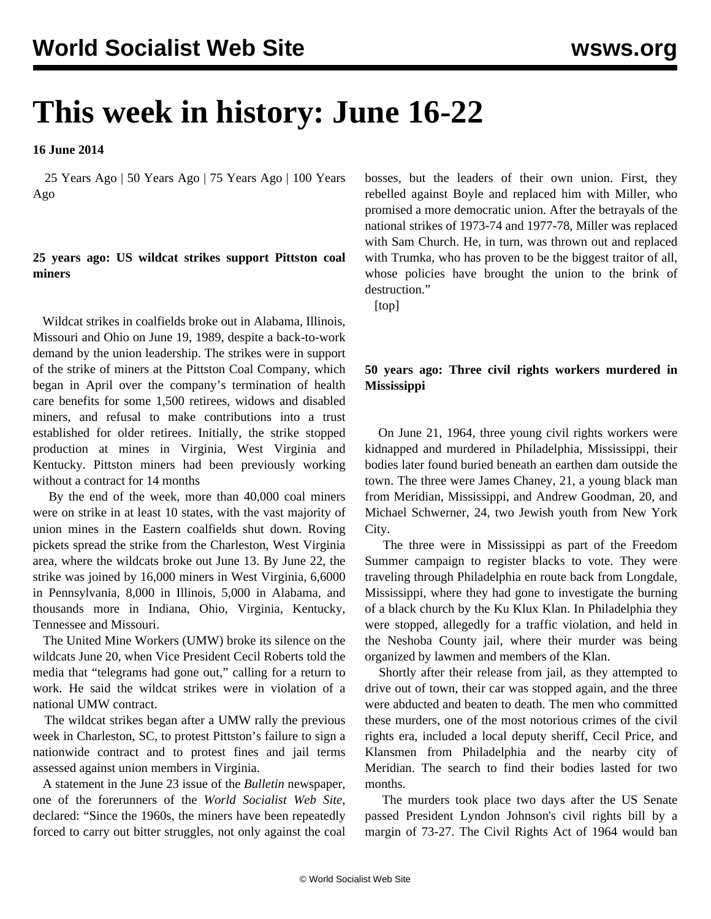# This week in history: June 16-22

**16 June 2014**

25 Years Ago | 50 Years Ago | 75 Years Ago | 100 Years Ago

### 25 years ago: US wildcat strikes support Pittston coal miners

Wildcat strikes in coalfields broke out in Alabama, Illinois, Missouri and Ohio on June 19, 1989, despite a back-to-work demand by the union leadership. The strikes were in support of the strike of miners at the Pittston Coal Company, which began in April over the company's termination of health care benefits for some 1,500 retirees, widows and disabled miners, and refusal to make contributions into a trust established for older retirees. Initially, the strike stopped production at mines in Virginia, West Virginia and Kentucky. Pittston miners had been previously working without a contract for 14 months

By the end of the week, more than 40,000 coal miners were on strike in at least 10 states, with the vast majority of union mines in the Eastern coalfields shut down. Roving pickets spread the strike from the Charleston, West Virginia area, where the wildcats broke out June 13. By June 22, the strike was joined by 16,000 miners in West Virginia, 6,6000 in Pennsylvania, 8,000 in Illinois, 5,000 in Alabama, and thousands more in Indiana, Ohio, Virginia, Kentucky, Tennessee and Missouri.

The United Mine Workers (UMW) broke its silence on the wildcats June 20, when Vice President Cecil Roberts told the media that "telegrams had gone out," calling for a return to work. He said the wildcat strikes were in violation of a national UMW contract.

The wildcat strikes began after a UMW rally the previous week in Charleston, SC, to protest Pittston's failure to sign a nationwide contract and to protest fines and jail terms assessed against union members in Virginia.

A statement in the June 23 issue of the *Bulletin* newspaper, one of the forerunners of the *World Socialist Web Site*, declared: "Since the 1960s, the miners have been repeatedly forced to carry out bitter struggles, not only against the coal bosses, but the leaders of their own union. First, they rebelled against Boyle and replaced him with Miller, who promised a more democratic union. After the betrayals of the national strikes of 1973-74 and 1977-78, Miller was replaced with Sam Church. He, in turn, was thrown out and replaced with Trumka, who has proven to be the biggest traitor of all, whose policies have brought the union to the brink of destruction."

[top]

### 50 years ago: Three civil rights workers murdered in Mississippi

On June 21, 1964, three young civil rights workers were kidnapped and murdered in Philadelphia, Mississippi, their bodies later found buried beneath an earthen dam outside the town. The three were James Chaney, 21, a young black man from Meridian, Mississippi, and Andrew Goodman, 20, and Michael Schwerner, 24, two Jewish youth from New York City.

The three were in Mississippi as part of the Freedom Summer campaign to register blacks to vote. They were traveling through Philadelphia en route back from Longdale, Mississippi, where they had gone to investigate the burning of a black church by the Ku Klux Klan. In Philadelphia they were stopped, allegedly for a traffic violation, and held in the Neshoba County jail, where their murder was being organized by lawmen and members of the Klan.

Shortly after their release from jail, as they attempted to drive out of town, their car was stopped again, and the three were abducted and beaten to death. The men who committed these murders, one of the most notorious crimes of the civil rights era, included a local deputy sheriff, Cecil Price, and Klansmen from Philadelphia and the nearby city of Meridian. The search to find their bodies lasted for two months.

The murders took place two days after the US Senate passed President Lyndon Johnson's civil rights bill by a margin of 73-27. The Civil Rights Act of 1964 would ban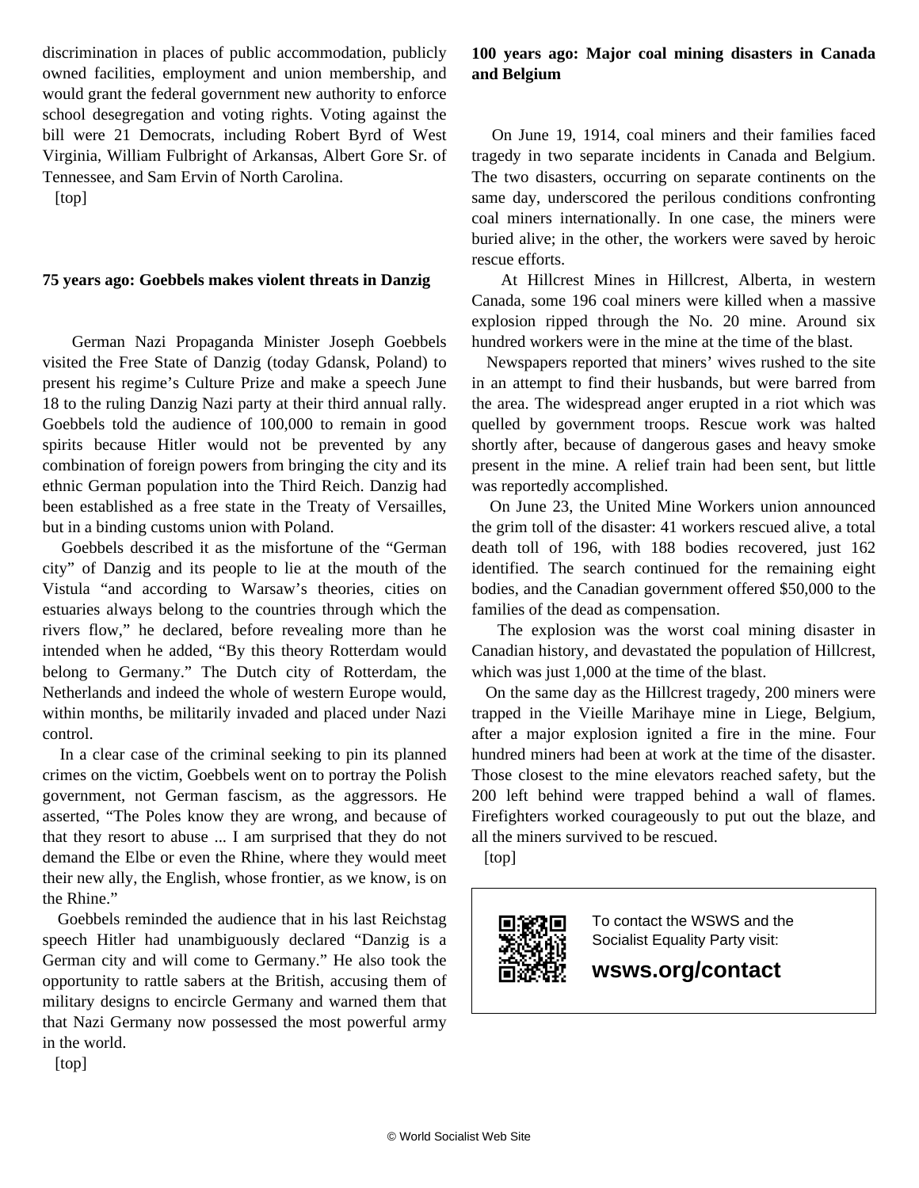discrimination in places of public accommodation, publicly owned facilities, employment and union membership, and would grant the federal government new authority to enforce school desegregation and voting rights. Voting against the bill were 21 Democrats, including Robert Byrd of West Virginia, William Fulbright of Arkansas, Albert Gore Sr. of Tennessee, and Sam Ervin of North Carolina.

[top]

**75 years ago: Goebbels makes violent threats in Danzig**

German Nazi Propaganda Minister Joseph Goebbels visited the Free State of Danzig (today Gdansk, Poland) to present his regime's Culture Prize and make a speech June 18 to the ruling Danzig Nazi party at their third annual rally. Goebbels told the audience of 100,000 to remain in good spirits because Hitler would not be prevented by any combination of foreign powers from bringing the city and its ethnic German population into the Third Reich. Danzig had been established as a free state in the Treaty of Versailles, but in a binding customs union with Poland.

Goebbels described it as the misfortune of the "German city" of Danzig and its people to lie at the mouth of the Vistula "and according to Warsaw's theories, cities on estuaries always belong to the countries through which the rivers flow," he declared, before revealing more than he intended when he added, "By this theory Rotterdam would belong to Germany." The Dutch city of Rotterdam, the Netherlands and indeed the whole of western Europe would, within months, be militarily invaded and placed under Nazi control.

In a clear case of the criminal seeking to pin its planned crimes on the victim, Goebbels went on to portray the Polish government, not German fascism, as the aggressors. He asserted, "The Poles know they are wrong, and because of that they resort to abuse ... I am surprised that they do not demand the Elbe or even the Rhine, where they would meet their new ally, the English, whose frontier, as we know, is on the Rhine."

Goebbels reminded the audience that in his last Reichstag speech Hitler had unambiguously declared "Danzig is a German city and will come to Germany." He also took the opportunity to rattle sabers at the British, accusing them of military designs to encircle Germany and warned them that that Nazi Germany now possessed the most powerful army in the world.

[top]

**100 years ago: Major coal mining disasters in Canada and Belgium**

On June 19, 1914, coal miners and their families faced tragedy in two separate incidents in Canada and Belgium. The two disasters, occurring on separate continents on the same day, underscored the perilous conditions confronting coal miners internationally. In one case, the miners were buried alive; in the other, the workers were saved by heroic rescue efforts.

At Hillcrest Mines in Hillcrest, Alberta, in western Canada, some 196 coal miners were killed when a massive explosion ripped through the No. 20 mine. Around six hundred workers were in the mine at the time of the blast.

Newspapers reported that miners' wives rushed to the site in an attempt to find their husbands, but were barred from the area. The widespread anger erupted in a riot which was quelled by government troops. Rescue work was halted shortly after, because of dangerous gases and heavy smoke present in the mine. A relief train had been sent, but little was reportedly accomplished.

On June 23, the United Mine Workers union announced the grim toll of the disaster: 41 workers rescued alive, a total death toll of 196, with 188 bodies recovered, just 162 identified. The search continued for the remaining eight bodies, and the Canadian government offered $50,000 to the families of the dead as compensation.

The explosion was the worst coal mining disaster in Canadian history, and devastated the population of Hillcrest, which was just 1,000 at the time of the blast.

On the same day as the Hillcrest tragedy, 200 miners were trapped in the Vieille Marihaye mine in Liege, Belgium, after a major explosion ignited a fire in the mine. Four hundred miners had been at work at the time of the disaster. Those closest to the mine elevators reached safety, but the 200 left behind were trapped behind a wall of flames. Firefighters worked courageously to put out the blaze, and all the miners survived to be rescued.

[top]

To contact the WSWS and the Socialist Equality Party visit:

**wsws.org/contact**